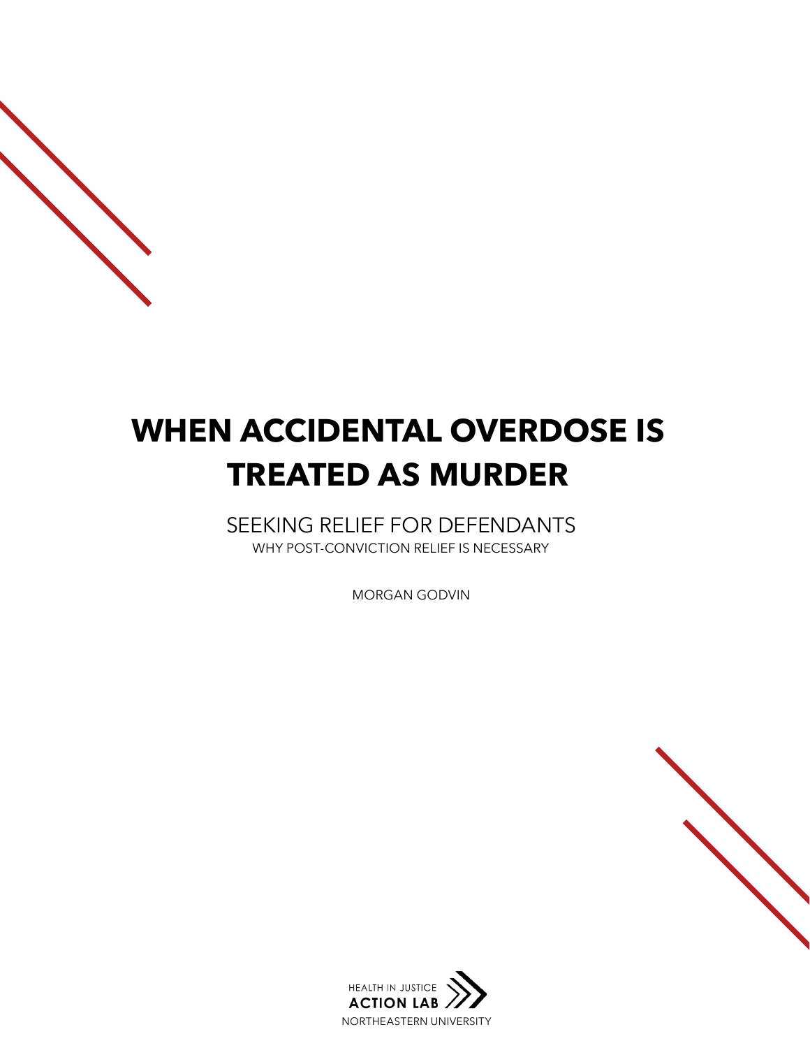# WHEN ACCIDENTAL OVERDOSE IS TREATED AS MURDER

## SEEKING RELIEF FOR DEFENDANTS

WHY POST-CONVICTION RELIEF IS NECESSARY

MORGAN GODVIN

HEALTH IN JUSTICE
ACTION LAB
NORTHEASTERN UNIVERSITY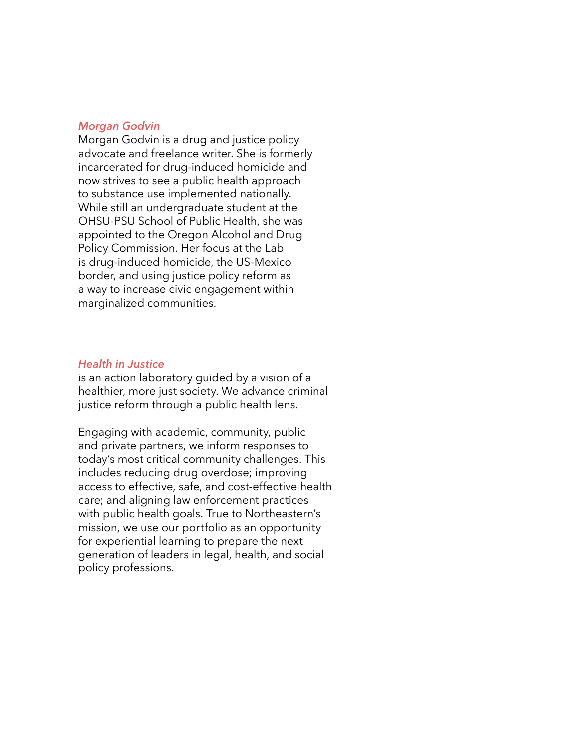*Morgan Godvin*

Morgan Godvin is a drug and justice policy advocate and freelance writer. She is formerly incarcerated for drug-induced homicide and now strives to see a public health approach to substance use implemented nationally. While still an undergraduate student at the OHSU-PSU School of Public Health, she was appointed to the Oregon Alcohol and Drug Policy Commission. Her focus at the Lab is drug-induced homicide, the US-Mexico border, and using justice policy reform as a way to increase civic engagement within marginalized communities.

*Health in Justice*

is an action laboratory guided by a vision of a healthier, more just society. We advance criminal justice reform through a public health lens.

Engaging with academic, community, public and private partners, we inform responses to today's most critical community challenges. This includes reducing drug overdose; improving access to effective, safe, and cost-effective health care; and aligning law enforcement practices with public health goals. True to Northeastern's mission, we use our portfolio as an opportunity for experiential learning to prepare the next generation of leaders in legal, health, and social policy professions.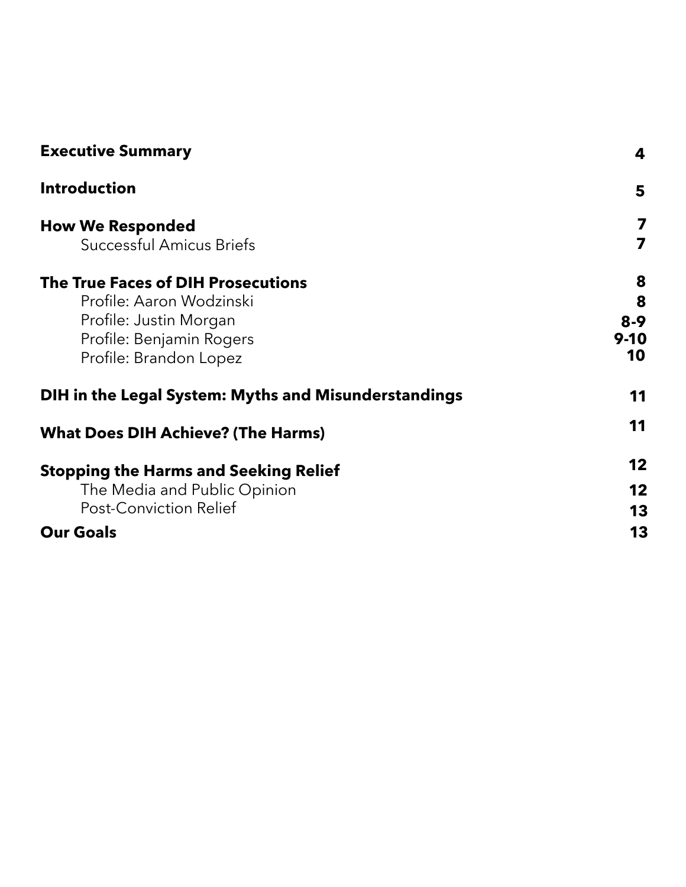| | |
|---|---|
| **Executive Summary** | **4** |
| **Introduction** | **5** |
| **How We Responded** | **7** |
| Successful Amicus Briefs | **7** |
| **The True Faces of DIH Prosecutions** | **8** |
| Profile: Aaron Wodzinski | **8** |
| Profile: Justin Morgan | **8-9** |
| Profile: Benjamin Rogers | **9-10** |
| Profile: Brandon Lopez | **10** |
| **DIH in the Legal System: Myths and Misunderstandings** | **11** |
| **What Does DIH Achieve? (The Harms)** | **11** |
| **Stopping the Harms and Seeking Relief** | **12** |
| The Media and Public Opinion | **12** |
| Post-Conviction Relief | **13** |
| **Our Goals** | **13** |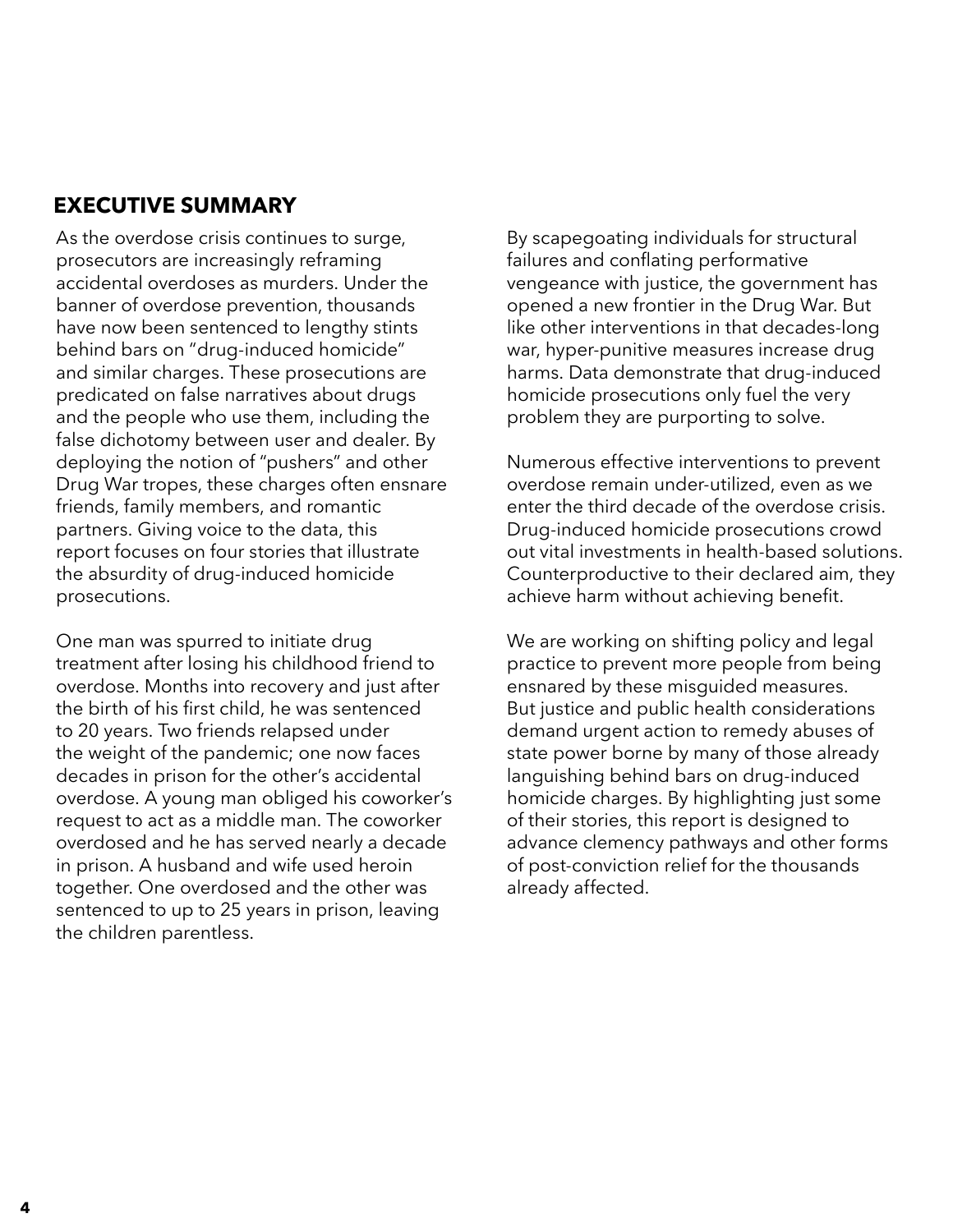## EXECUTIVE SUMMARY

As the overdose crisis continues to surge, prosecutors are increasingly reframing accidental overdoses as murders. Under the banner of overdose prevention, thousands have now been sentenced to lengthy stints behind bars on "drug-induced homicide" and similar charges. These prosecutions are predicated on false narratives about drugs and the people who use them, including the false dichotomy between user and dealer. By deploying the notion of "pushers" and other Drug War tropes, these charges often ensnare friends, family members, and romantic partners. Giving voice to the data, this report focuses on four stories that illustrate the absurdity of drug-induced homicide prosecutions.

One man was spurred to initiate drug treatment after losing his childhood friend to overdose. Months into recovery and just after the birth of his first child, he was sentenced to 20 years. Two friends relapsed under the weight of the pandemic; one now faces decades in prison for the other's accidental overdose. A young man obliged his coworker's request to act as a middle man. The coworker overdosed and he has served nearly a decade in prison. A husband and wife used heroin together. One overdosed and the other was sentenced to up to 25 years in prison, leaving the children parentless.

By scapegoating individuals for structural failures and conflating performative vengeance with justice, the government has opened a new frontier in the Drug War. But like other interventions in that decades-long war, hyper-punitive measures increase drug harms. Data demonstrate that drug-induced homicide prosecutions only fuel the very problem they are purporting to solve.

Numerous effective interventions to prevent overdose remain under-utilized, even as we enter the third decade of the overdose crisis. Drug-induced homicide prosecutions crowd out vital investments in health-based solutions. Counterproductive to their declared aim, they achieve harm without achieving benefit.

We are working on shifting policy and legal practice to prevent more people from being ensnared by these misguided measures. But justice and public health considerations demand urgent action to remedy abuses of state power borne by many of those already languishing behind bars on drug-induced homicide charges. By highlighting just some of their stories, this report is designed to advance clemency pathways and other forms of post-conviction relief for the thousands already affected.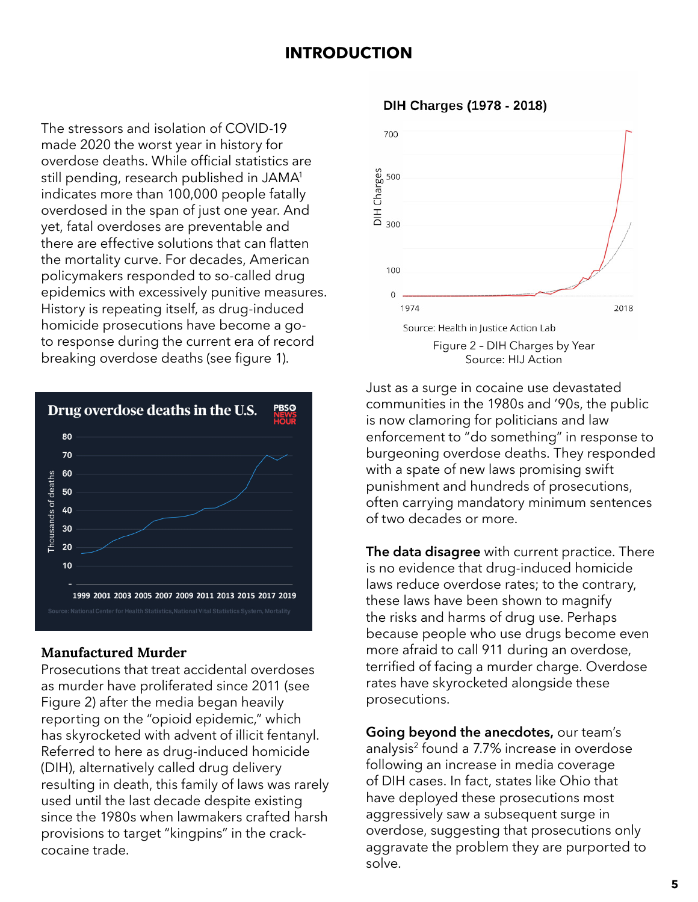## INTRODUCTION

The stressors and isolation of COVID-19 made 2020 the worst year in history for overdose deaths. While official statistics are still pending, research published in JAMA[1] indicates more than 100,000 people fatally overdosed in the span of just one year. And yet, fatal overdoses are preventable and there are effective solutions that can flatten the mortality curve. For decades, American policymakers responded to so-called drug epidemics with excessively punitive measures. History is repeating itself, as drug-induced homicide prosecutions have become a go-to response during the current era of record breaking overdose deaths (see figure 1).

**Drug overdose deaths in the U.S.**

Source: National Center for Health Statistics, National Vital Statistics System, Mortality

### Manufactured Murder

Prosecutions that treat accidental overdoses as murder have proliferated since 2011 (see Figure 2) after the media began heavily reporting on the "opioid epidemic," which has skyrocketed with advent of illicit fentanyl. Referred to here as drug-induced homicide (DIH), alternatively called drug delivery resulting in death, this family of laws was rarely used until the last decade despite existing since the 1980s when lawmakers crafted harsh provisions to target "kingpins" in the crack-cocaine trade.

**DIH Charges (1978 - 2018)**

Source: Health in Justice Action Lab

Figure 2 – DIH Charges by Year
Source: HIJ Action

Just as a surge in cocaine use devastated communities in the 1980s and '90s, the public is now clamoring for politicians and law enforcement to "do something" in response to burgeoning overdose deaths. They responded with a spate of new laws promising swift punishment and hundreds of prosecutions, often carrying mandatory minimum sentences of two decades or more.

**The data disagree** with current practice. There is no evidence that drug-induced homicide laws reduce overdose rates; to the contrary, these laws have been shown to magnify the risks and harms of drug use. Perhaps because people who use drugs become even more afraid to call 911 during an overdose, terrified of facing a murder charge. Overdose rates have skyrocketed alongside these prosecutions.

**Going beyond the anecdotes,** our team's analysis[2] found a 7.7% increase in overdose following an increase in media coverage of DIH cases. In fact, states like Ohio that have deployed these prosecutions most aggressively saw a subsequent surge in overdose, suggesting that prosecutions only aggravate the problem they are purported to solve.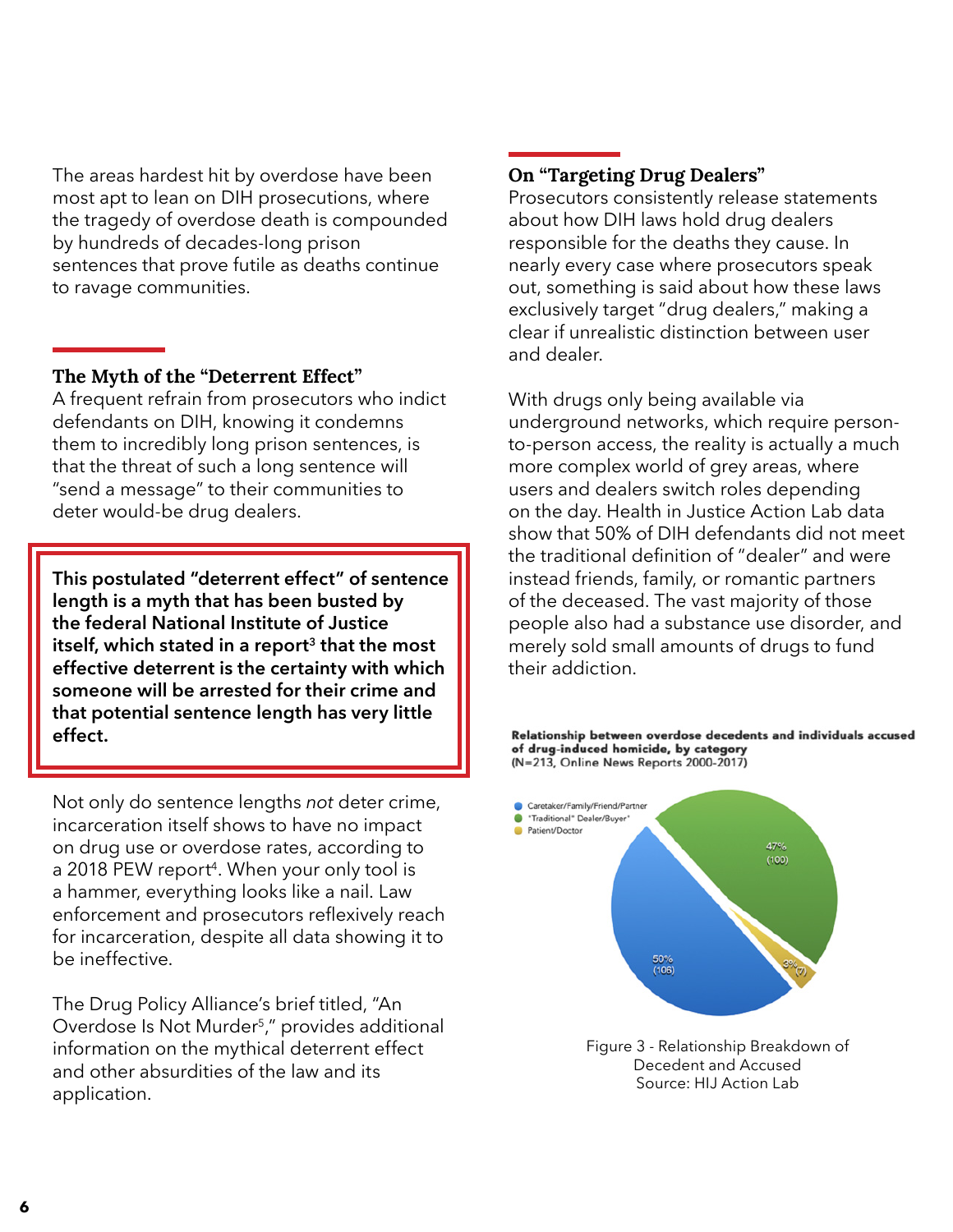The areas hardest hit by overdose have been most apt to lean on DIH prosecutions, where the tragedy of overdose death is compounded by hundreds of decades-long prison sentences that prove futile as deaths continue to ravage communities.

## The Myth of the "Deterrent Effect"

A frequent refrain from prosecutors who indict defendants on DIH, knowing it condemns them to incredibly long prison sentences, is that the threat of such a long sentence will "send a message" to their communities to deter would-be drug dealers.

**This postulated "deterrent effect" of sentence length is a myth that has been busted by the federal National Institute of Justice itself, which stated in a report[3] that the most effective deterrent is the certainty with which someone will be arrested for their crime and that potential sentence length has very little effect.**

Not only do sentence lengths *not* deter crime, incarceration itself shows to have no impact on drug use or overdose rates, according to a 2018 PEW report[4]. When your only tool is a hammer, everything looks like a nail. Law enforcement and prosecutors reflexively reach for incarceration, despite all data showing it to be ineffective.

The Drug Policy Alliance's brief titled, "An Overdose Is Not Murder[5]," provides additional information on the mythical deterrent effect and other absurdities of the law and its application.

## On "Targeting Drug Dealers"

Prosecutors consistently release statements about how DIH laws hold drug dealers responsible for the deaths they cause. In nearly every case where prosecutors speak out, something is said about how these laws exclusively target "drug dealers," making a clear if unrealistic distinction between user and dealer.

With drugs only being available via underground networks, which require person-to-person access, the reality is actually a much more complex world of grey areas, where users and dealers switch roles depending on the day. Health in Justice Action Lab data show that 50% of DIH defendants did not meet the traditional definition of "dealer" and were instead friends, family, or romantic partners of the deceased. The vast majority of those people also had a substance use disorder, and merely sold small amounts of drugs to fund their addiction.

**Relationship between overdose decedents and individuals accused of drug-induced homicide, by category**
(N=213, Online News Reports 2000-2017)

| Category | Percent | Count |
|---|---|---|
| Caretaker/Family/Friend/Partner | 50% | (106) |
| "Traditional" Dealer/Buyer | 47% | (100) |
| Patient/Doctor | 3% | (7) |

Figure 3 - Relationship Breakdown of Decedent and Accused
Source: HIJ Action Lab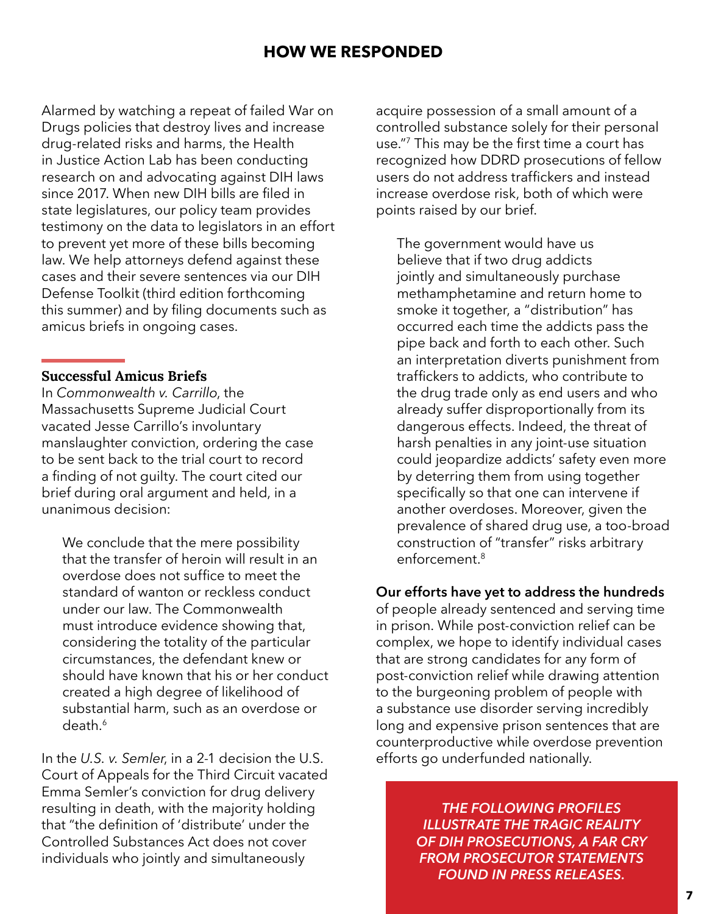## HOW WE RESPONDED

Alarmed by watching a repeat of failed War on Drugs policies that destroy lives and increase drug-related risks and harms, the Health in Justice Action Lab has been conducting research on and advocating against DIH laws since 2017. When new DIH bills are filed in state legislatures, our policy team provides testimony on the data to legislators in an effort to prevent yet more of these bills becoming law. We help attorneys defend against these cases and their severe sentences via our DIH Defense Toolkit (third edition forthcoming this summer) and by filing documents such as amicus briefs in ongoing cases.

### Successful Amicus Briefs

In *Commonwealth v. Carrillo*, the Massachusetts Supreme Judicial Court vacated Jesse Carrillo's involuntary manslaughter conviction, ordering the case to be sent back to the trial court to record a finding of not guilty. The court cited our brief during oral argument and held, in a unanimous decision:

> We conclude that the mere possibility that the transfer of heroin will result in an overdose does not suffice to meet the standard of wanton or reckless conduct under our law. The Commonwealth must introduce evidence showing that, considering the totality of the particular circumstances, the defendant knew or should have known that his or her conduct created a high degree of likelihood of substantial harm, such as an overdose or death.[6]

In the *U.S. v. Semler*, in a 2-1 decision the U.S. Court of Appeals for the Third Circuit vacated Emma Semler's conviction for drug delivery resulting in death, with the majority holding that "the definition of 'distribute' under the Controlled Substances Act does not cover individuals who jointly and simultaneously acquire possession of a small amount of a controlled substance solely for their personal use."[7] This may be the first time a court has recognized how DDRD prosecutions of fellow users do not address traffickers and instead increase overdose risk, both of which were points raised by our brief.

> The government would have us believe that if two drug addicts jointly and simultaneously purchase methamphetamine and return home to smoke it together, a "distribution" has occurred each time the addicts pass the pipe back and forth to each other. Such an interpretation diverts punishment from traffickers to addicts, who contribute to the drug trade only as end users and who already suffer disproportionally from its dangerous effects. Indeed, the threat of harsh penalties in any joint-use situation could jeopardize addicts' safety even more by deterring them from using together specifically so that one can intervene if another overdoses. Moreover, given the prevalence of shared drug use, a too-broad construction of "transfer" risks arbitrary enforcement.[8]

**Our efforts have yet to address the hundreds** of people already sentenced and serving time in prison. While post-conviction relief can be complex, we hope to identify individual cases that are strong candidates for any form of post-conviction relief while drawing attention to the burgeoning problem of people with a substance use disorder serving incredibly long and expensive prison sentences that are counterproductive while overdose prevention efforts go underfunded nationally.

*THE FOLLOWING PROFILES ILLUSTRATE THE TRAGIC REALITY OF DIH PROSECUTIONS, A FAR CRY FROM PROSECUTOR STATEMENTS FOUND IN PRESS RELEASES.*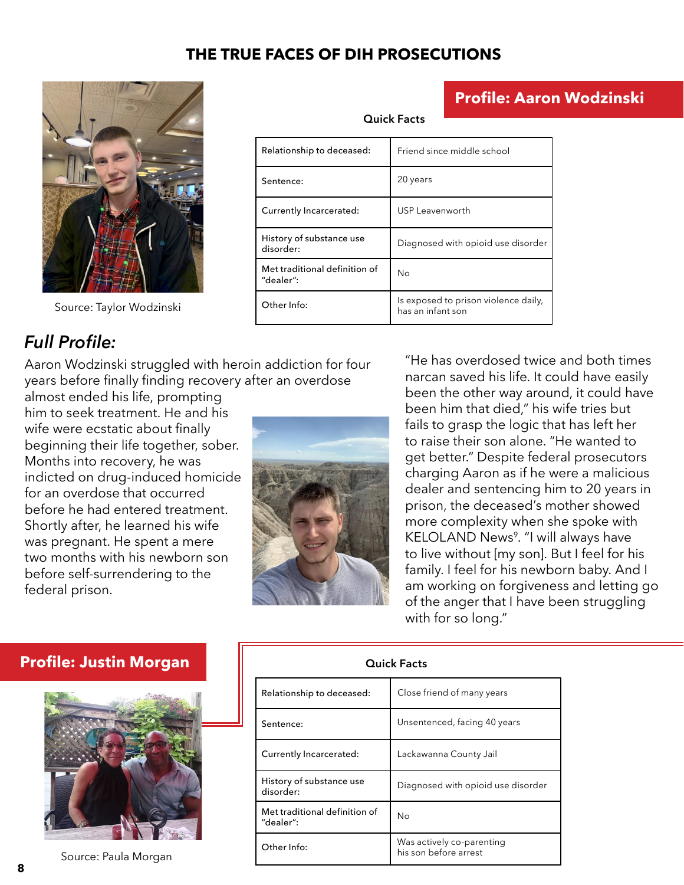# THE TRUE FACES OF DIH PROSECUTIONS

## Profile: Aaron Wodzinski

Source: Taylor Wodzinski

**Quick Facts**

| | |
|---|---|
| Relationship to deceased: | Friend since middle school |
| Sentence: | 20 years |
| Currently Incarcerated: | USP Leavenworth |
| History of substance use disorder: | Diagnosed with opioid use disorder |
| Met traditional definition of "dealer": | No |
| Other Info: | Is exposed to prison violence daily, has an infant son |

### *Full Profile:*

Aaron Wodzinski struggled with heroin addiction for four years before finally finding recovery after an overdose almost ended his life, prompting him to seek treatment. He and his wife were ecstatic about finally beginning their life together, sober. Months into recovery, he was indicted on drug-induced homicide for an overdose that occurred before he had entered treatment. Shortly after, he learned his wife was pregnant. He spent a mere two months with his newborn son before self-surrendering to the federal prison.

"He has overdosed twice and both times narcan saved his life. It could have easily been the other way around, it could have been him that died," his wife tries but fails to grasp the logic that has left her to raise their son alone. "He wanted to get better." Despite federal prosecutors charging Aaron as if he were a malicious dealer and sentencing him to 20 years in prison, the deceased's mother showed more complexity when she spoke with KELOLAND News[9]. "I will always have to live without [my son]. But I feel for his family. I feel for his newborn baby. And I am working on forgiveness and letting go of the anger that I have been struggling with for so long."

## Profile: Justin Morgan

Source: Paula Morgan

**Quick Facts**

| | |
|---|---|
| Relationship to deceased: | Close friend of many years |
| Sentence: | Unsentenced, facing 40 years |
| Currently Incarcerated: | Lackawanna County Jail |
| History of substance use disorder: | Diagnosed with opioid use disorder |
| Met traditional definition of "dealer": | No |
| Other Info: | Was actively co-parenting his son before arrest |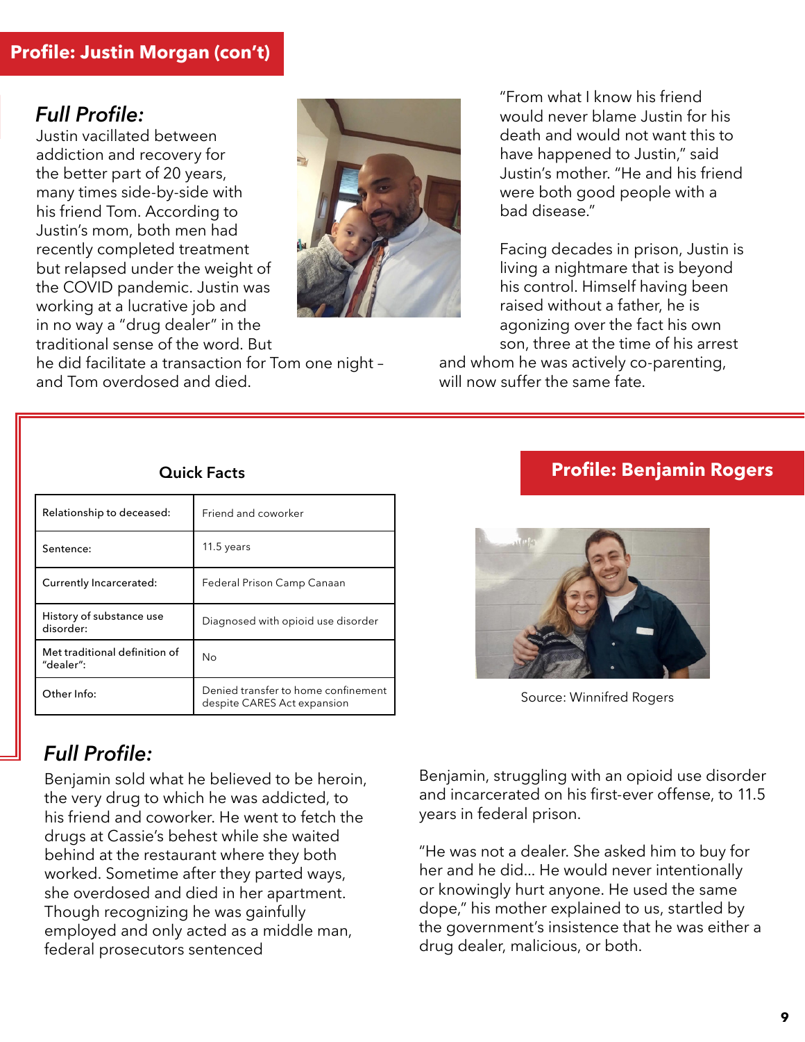## Profile: Justin Morgan (con't)

### *Full Profile:*

Justin vacillated between addiction and recovery for the better part of 20 years, many times side-by-side with his friend Tom. According to Justin's mom, both men had recently completed treatment but relapsed under the weight of the COVID pandemic. Justin was working at a lucrative job and in no way a "drug dealer" in the traditional sense of the word. But he did facilitate a transaction for Tom one night – and Tom overdosed and died.

"From what I know his friend would never blame Justin for his death and would not want this to have happened to Justin," said Justin's mother. "He and his friend were both good people with a bad disease."

Facing decades in prison, Justin is living a nightmare that is beyond his control. Himself having been raised without a father, he is agonizing over the fact his own son, three at the time of his arrest and whom he was actively co-parenting, will now suffer the same fate.

## Profile: Benjamin Rogers

Source: Winnifred Rogers

### Quick Facts

| | |
|---|---|
| Relationship to deceased: | Friend and coworker |
| Sentence: | 11.5 years |
| Currently Incarcerated: | Federal Prison Camp Canaan |
| History of substance use disorder: | Diagnosed with opioid use disorder |
| Met traditional definition of "dealer": | No |
| Other Info: | Denied transfer to home confinement despite CARES Act expansion |

### *Full Profile:*

Benjamin sold what he believed to be heroin, the very drug to which he was addicted, to his friend and coworker. He went to fetch the drugs at Cassie's behest while she waited behind at the restaurant where they both worked. Sometime after they parted ways, she overdosed and died in her apartment. Though recognizing he was gainfully employed and only acted as a middle man, federal prosecutors sentenced Benjamin, struggling with an opioid use disorder and incarcerated on his first-ever offense, to 11.5 years in federal prison.

"He was not a dealer. She asked him to buy for her and he did… He would never intentionally or knowingly hurt anyone. He used the same dope," his mother explained to us, startled by the government's insistence that he was either a drug dealer, malicious, or both.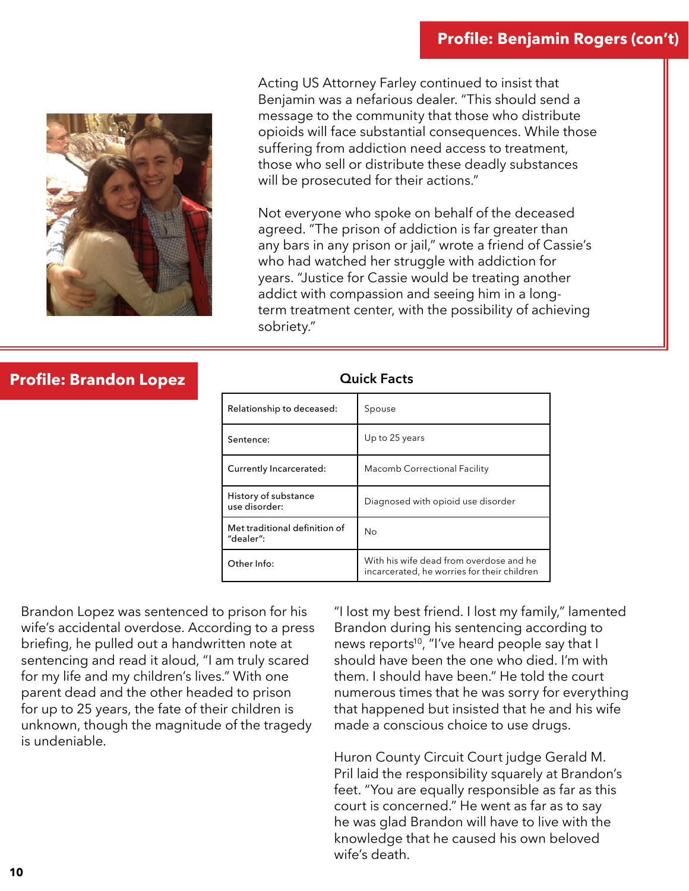## Profile: Benjamin Rogers (con't)

Acting US Attorney Farley continued to insist that Benjamin was a nefarious dealer. "This should send a message to the community that those who distribute opioids will face substantial consequences. While those suffering from addiction need access to treatment, those who sell or distribute these deadly substances will be prosecuted for their actions."

Not everyone who spoke on behalf of the deceased agreed. "The prison of addiction is far greater than any bars in any prison or jail," wrote a friend of Cassie's who had watched her struggle with addiction for years. "Justice for Cassie would be treating another addict with compassion and seeing him in a long-term treatment center, with the possibility of achieving sobriety."

## Profile: Brandon Lopez

**Quick Facts**

| | |
|---|---|
| Relationship to deceased: | Spouse |
| Sentence: | Up to 25 years |
| Currently Incarcerated: | Macomb Correctional Facility |
| History of substance use disorder: | Diagnosed with opioid use disorder |
| Met traditional definition of "dealer": | No |
| Other Info: | With his wife dead from overdose and he incarcerated, he worries for their children |

Brandon Lopez was sentenced to prison for his wife's accidental overdose. According to a press briefing, he pulled out a handwritten note at sentencing and read it aloud, "I am truly scared for my life and my children's lives." With one parent dead and the other headed to prison for up to 25 years, the fate of their children is unknown, though the magnitude of the tragedy is undeniable.

"I lost my best friend. I lost my family," lamented Brandon during his sentencing according to news reports[10], "I've heard people say that I should have been the one who died. I'm with them. I should have been." He told the court numerous times that he was sorry for everything that happened but insisted that he and his wife made a conscious choice to use drugs.

Huron County Circuit Court judge Gerald M. Pril laid the responsibility squarely at Brandon's feet. "You are equally responsible as far as this court is concerned." He went as far as to say he was glad Brandon will have to live with the knowledge that he caused his own beloved wife's death.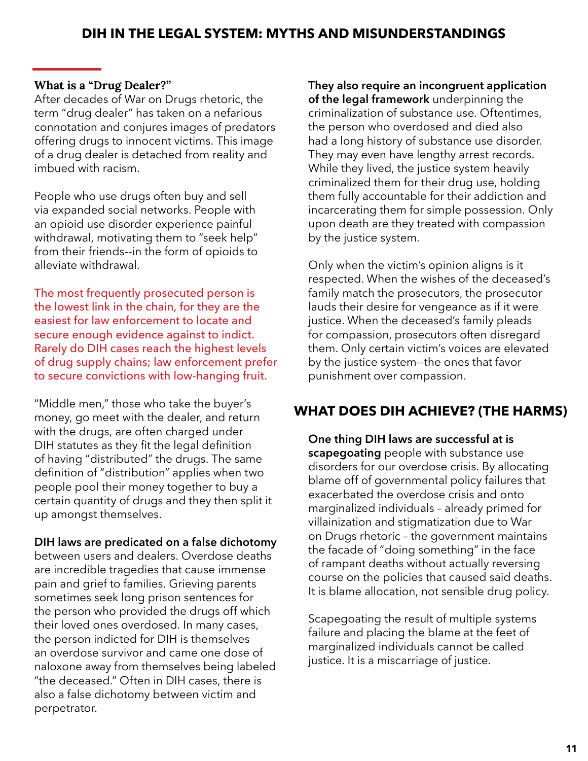## DIH IN THE LEGAL SYSTEM: MYTHS AND MISUNDERSTANDINGS

### What is a "Drug Dealer?"

After decades of War on Drugs rhetoric, the term "drug dealer" has taken on a nefarious connotation and conjures images of predators offering drugs to innocent victims. This image of a drug dealer is detached from reality and imbued with racism.

People who use drugs often buy and sell via expanded social networks. People with an opioid use disorder experience painful withdrawal, motivating them to "seek help" from their friends--in the form of opioids to alleviate withdrawal.

The most frequently prosecuted person is the lowest link in the chain, for they are the easiest for law enforcement to locate and secure enough evidence against to indict. Rarely do DIH cases reach the highest levels of drug supply chains; law enforcement prefer to secure convictions with low-hanging fruit.

"Middle men," those who take the buyer's money, go meet with the dealer, and return with the drugs, are often charged under DIH statutes as they fit the legal definition of having "distributed" the drugs. The same definition of "distribution" applies when two people pool their money together to buy a certain quantity of drugs and they then split it up amongst themselves.

**DIH laws are predicated on a false dichotomy** between users and dealers. Overdose deaths are incredible tragedies that cause immense pain and grief to families. Grieving parents sometimes seek long prison sentences for the person who provided the drugs off which their loved ones overdosed. In many cases, the person indicted for DIH is themselves an overdose survivor and came one dose of naloxone away from themselves being labeled "the deceased." Often in DIH cases, there is also a false dichotomy between victim and perpetrator.

**They also require an incongruent application of the legal framework** underpinning the criminalization of substance use. Oftentimes, the person who overdosed and died also had a long history of substance use disorder. They may even have lengthy arrest records. While they lived, the justice system heavily criminalized them for their drug use, holding them fully accountable for their addiction and incarcerating them for simple possession. Only upon death are they treated with compassion by the justice system.

Only when the victim's opinion aligns is it respected. When the wishes of the deceased's family match the prosecutors, the prosecutor lauds their desire for vengeance as if it were justice. When the deceased's family pleads for compassion, prosecutors often disregard them. Only certain victim's voices are elevated by the justice system--the ones that favor punishment over compassion.

## WHAT DOES DIH ACHIEVE? (THE HARMS)

**One thing DIH laws are successful at is scapegoating** people with substance use disorders for our overdose crisis. By allocating blame off of governmental policy failures that exacerbated the overdose crisis and onto marginalized individuals – already primed for villainization and stigmatization due to War on Drugs rhetoric – the government maintains the facade of "doing something" in the face of rampant deaths without actually reversing course on the policies that caused said deaths. It is blame allocation, not sensible drug policy.

Scapegoating the result of multiple systems failure and placing the blame at the feet of marginalized individuals cannot be called justice. It is a miscarriage of justice.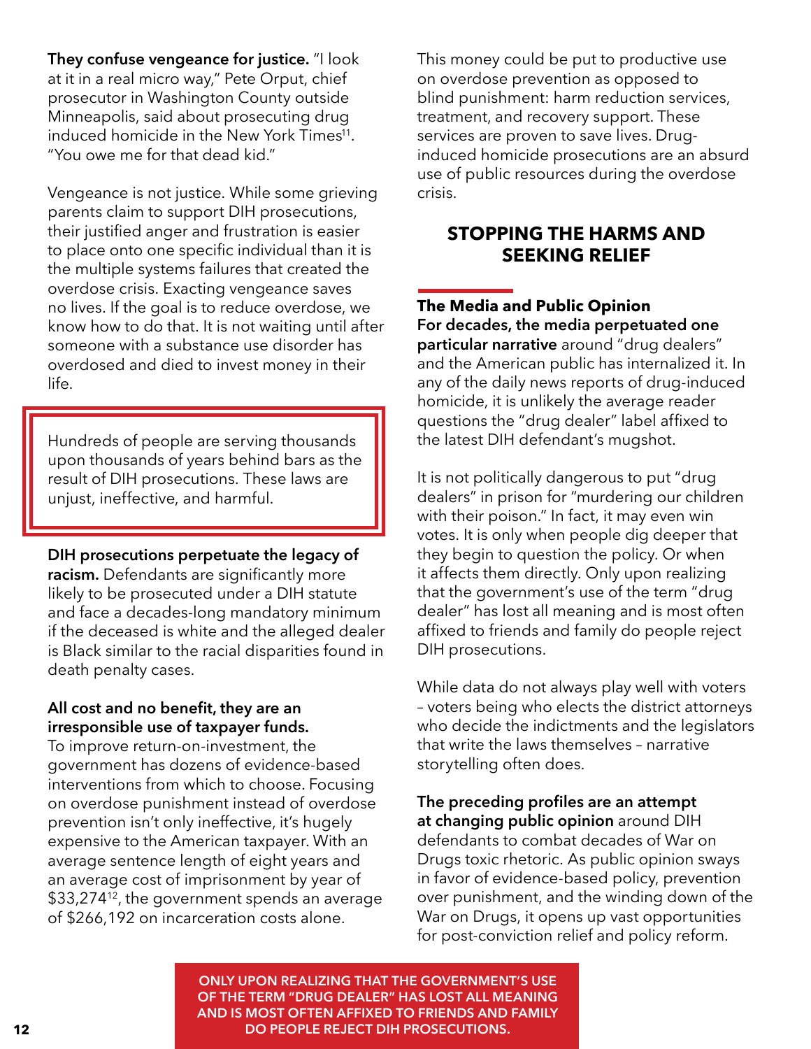**They confuse vengeance for justice.** "I look at it in a real micro way," Pete Orput, chief prosecutor in Washington County outside Minneapolis, said about prosecuting drug induced homicide in the New York Times[11]. "You owe me for that dead kid."

Vengeance is not justice. While some grieving parents claim to support DIH prosecutions, their justified anger and frustration is easier to place onto one specific individual than it is the multiple systems failures that created the overdose crisis. Exacting vengeance saves no lives. If the goal is to reduce overdose, we know how to do that. It is not waiting until after someone with a substance use disorder has overdosed and died to invest money in their life.

> Hundreds of people are serving thousands upon thousands of years behind bars as the result of DIH prosecutions. These laws are unjust, ineffective, and harmful.

**DIH prosecutions perpetuate the legacy of racism.** Defendants are significantly more likely to be prosecuted under a DIH statute and face a decades-long mandatory minimum if the deceased is white and the alleged dealer is Black similar to the racial disparities found in death penalty cases.

**All cost and no benefit, they are an irresponsible use of taxpayer funds.** To improve return-on-investment, the government has dozens of evidence-based interventions from which to choose. Focusing on overdose punishment instead of overdose prevention isn't only ineffective, it's hugely expensive to the American taxpayer. With an average sentence length of eight years and an average cost of imprisonment by year of $33,274[12], the government spends an average of $266,192 on incarceration costs alone.

This money could be put to productive use on overdose prevention as opposed to blind punishment: harm reduction services, treatment, and recovery support. These services are proven to save lives. Drug-induced homicide prosecutions are an absurd use of public resources during the overdose crisis.

## STOPPING THE HARMS AND SEEKING RELIEF

### The Media and Public Opinion

**For decades, the media perpetuated one particular narrative** around "drug dealers" and the American public has internalized it. In any of the daily news reports of drug-induced homicide, it is unlikely the average reader questions the "drug dealer" label affixed to the latest DIH defendant's mugshot.

It is not politically dangerous to put "drug dealers" in prison for "murdering our children with their poison." In fact, it may even win votes. It is only when people dig deeper that they begin to question the policy. Or when it affects them directly. Only upon realizing that the government's use of the term "drug dealer" has lost all meaning and is most often affixed to friends and family do people reject DIH prosecutions.

While data do not always play well with voters – voters being who elects the district attorneys who decide the indictments and the legislators that write the laws themselves – narrative storytelling often does.

**The preceding profiles are an attempt at changing public opinion** around DIH defendants to combat decades of War on Drugs toxic rhetoric. As public opinion sways in favor of evidence-based policy, prevention over punishment, and the winding down of the War on Drugs, it opens up vast opportunities for post-conviction relief and policy reform.

> **ONLY UPON REALIZING THAT THE GOVERNMENT'S USE OF THE TERM "DRUG DEALER" HAS LOST ALL MEANING AND IS MOST OFTEN AFFIXED TO FRIENDS AND FAMILY DO PEOPLE REJECT DIH PROSECUTIONS.**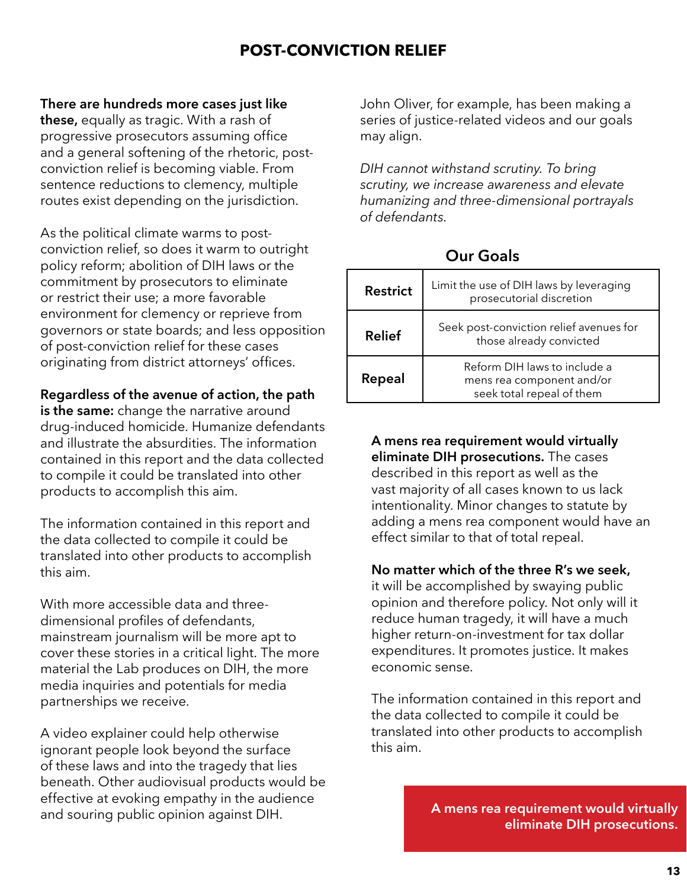# POST-CONVICTION RELIEF

**There are hundreds more cases just like these,** equally as tragic. With a rash of progressive prosecutors assuming office and a general softening of the rhetoric, post-conviction relief is becoming viable. From sentence reductions to clemency, multiple routes exist depending on the jurisdiction.

As the political climate warms to post-conviction relief, so does it warm to outright policy reform; abolition of DIH laws or the commitment by prosecutors to eliminate or restrict their use; a more favorable environment for clemency or reprieve from governors or state boards; and less opposition of post-conviction relief for these cases originating from district attorneys' offices.

**Regardless of the avenue of action, the path is the same:** change the narrative around drug-induced homicide. Humanize defendants and illustrate the absurdities. The information contained in this report and the data collected to compile it could be translated into other products to accomplish this aim.

The information contained in this report and the data collected to compile it could be translated into other products to accomplish this aim.

With more accessible data and three-dimensional profiles of defendants, mainstream journalism will be more apt to cover these stories in a critical light. The more material the Lab produces on DIH, the more media inquiries and potentials for media partnerships we receive.

A video explainer could help otherwise ignorant people look beyond the surface of these laws and into the tragedy that lies beneath. Other audiovisual products would be effective at evoking empathy in the audience and souring public opinion against DIH. John Oliver, for example, has been making a series of justice-related videos and our goals may align.

*DIH cannot withstand scrutiny. To bring scrutiny, we increase awareness and elevate humanizing and three-dimensional portrayals of defendants.*

## Our Goals

| | |
|---|---|
| **Restrict** | Limit the use of DIH laws by leveraging prosecutorial discretion |
| **Relief** | Seek post-conviction relief avenues for those already convicted |
| **Repeal** | Reform DIH laws to include a mens rea component and/or seek total repeal of them |

**A mens rea requirement would virtually eliminate DIH prosecutions.** The cases described in this report as well as the vast majority of all cases known to us lack intentionality. Minor changes to statute by adding a mens rea component would have an effect similar to that of total repeal.

**No matter which of the three R's we seek,** it will be accomplished by swaying public opinion and therefore policy. Not only will it reduce human tragedy, it will have a much higher return-on-investment for tax dollar expenditures. It promotes justice. It makes economic sense.

The information contained in this report and the data collected to compile it could be translated into other products to accomplish this aim.

**A mens rea requirement would virtually eliminate DIH prosecutions.**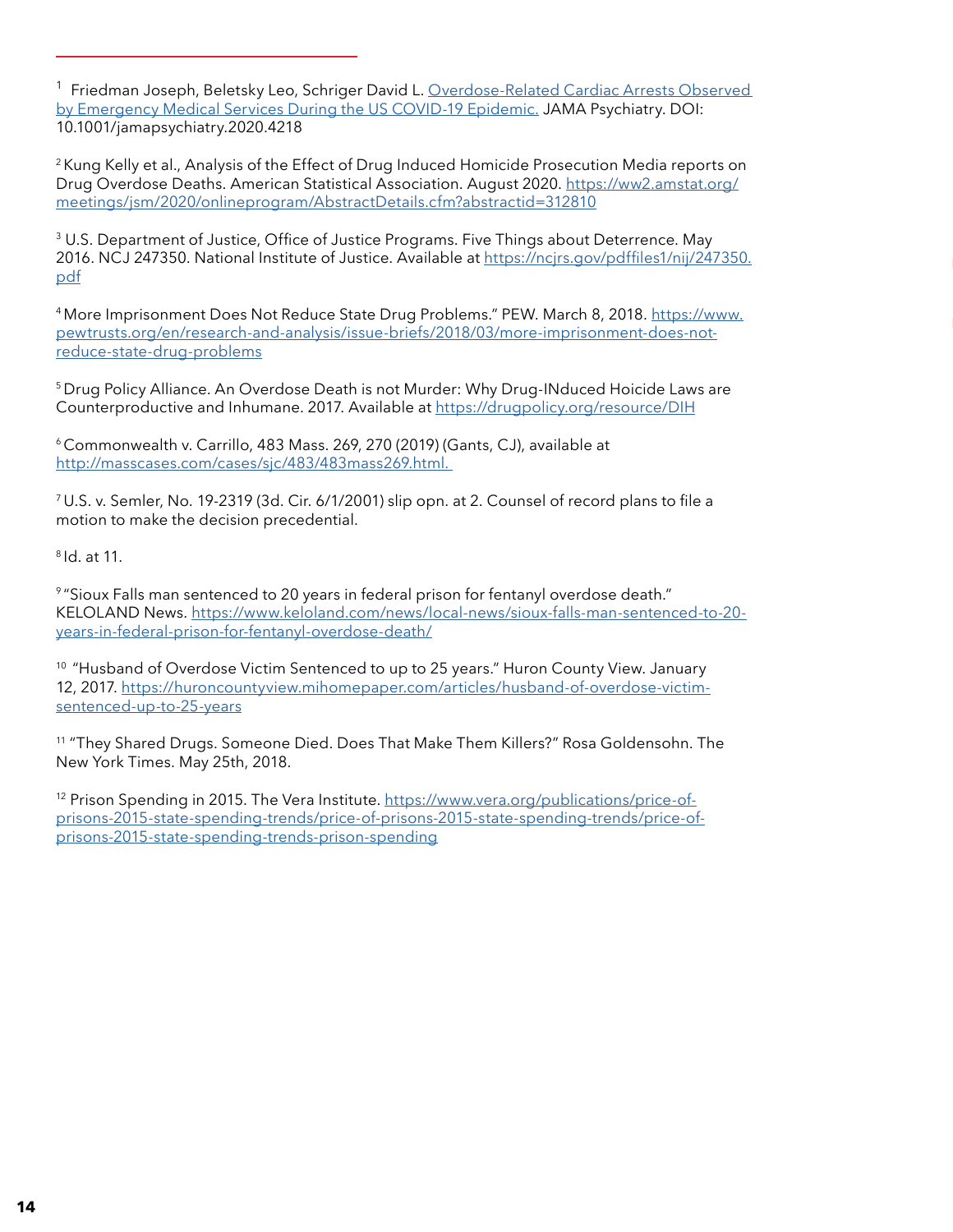[1] Friedman Joseph, Beletsky Leo, Schriger David L. [Overdose-Related Cardiac Arrests Observed by Emergency Medical Services During the US COVID-19 Epidemic.](#) JAMA Psychiatry. DOI: 10.1001/jamapsychiatry.2020.4218

[2] Kung Kelly et al., Analysis of the Effect of Drug Induced Homicide Prosecution Media reports on Drug Overdose Deaths. American Statistical Association. August 2020. https://ww2.amstat.org/meetings/jsm/2020/onlineprogram/AbstractDetails.cfm?abstractid=312810

[3] U.S. Department of Justice, Office of Justice Programs. Five Things about Deterrence. May 2016. NCJ 247350. National Institute of Justice. Available at https://ncjrs.gov/pdffiles1/nij/247350.pdf

[4] More Imprisonment Does Not Reduce State Drug Problems." PEW. March 8, 2018. https://www.pewtrusts.org/en/research-and-analysis/issue-briefs/2018/03/more-imprisonment-does-not-reduce-state-drug-problems

[5] Drug Policy Alliance. An Overdose Death is not Murder: Why Drug-INduced Hoicide Laws are Counterproductive and Inhumane. 2017. Available at https://drugpolicy.org/resource/DIH

[6] Commonwealth v. Carrillo, 483 Mass. 269, 270 (2019) (Gants, CJ), available at http://masscases.com/cases/sjc/483/483mass269.html.

[7] U.S. v. Semler, No. 19-2319 (3d. Cir. 6/1/2001) slip opn. at 2. Counsel of record plans to file a motion to make the decision precedential.

[8] Id. at 11.

[9] "Sioux Falls man sentenced to 20 years in federal prison for fentanyl overdose death." KELOLAND News. https://www.keloland.com/news/local-news/sioux-falls-man-sentenced-to-20-years-in-federal-prison-for-fentanyl-overdose-death/

[10] "Husband of Overdose Victim Sentenced to up to 25 years." Huron County View. January 12, 2017. https://huroncountyview.mihomepaper.com/articles/husband-of-overdose-victim-sentenced-up-to-25-years

[11] "They Shared Drugs. Someone Died. Does That Make Them Killers?" Rosa Goldensohn. The New York Times. May 25th, 2018.

[12] Prison Spending in 2015. The Vera Institute. https://www.vera.org/publications/price-of-prisons-2015-state-spending-trends/price-of-prisons-2015-state-spending-trends/price-of-prisons-2015-state-spending-trends-prison-spending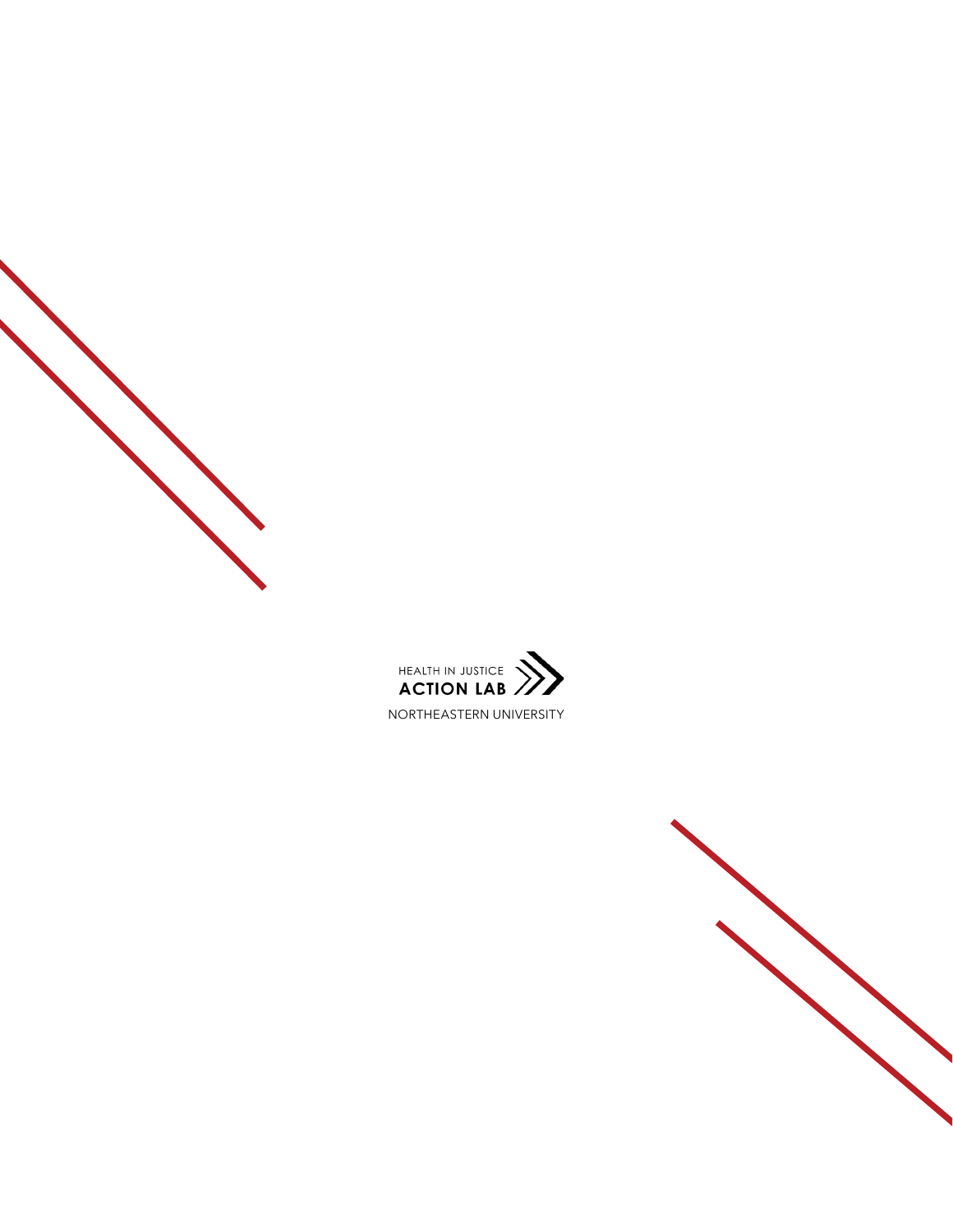HEALTH IN JUSTICE

ACTION LAB

NORTHEASTERN UNIVERSITY